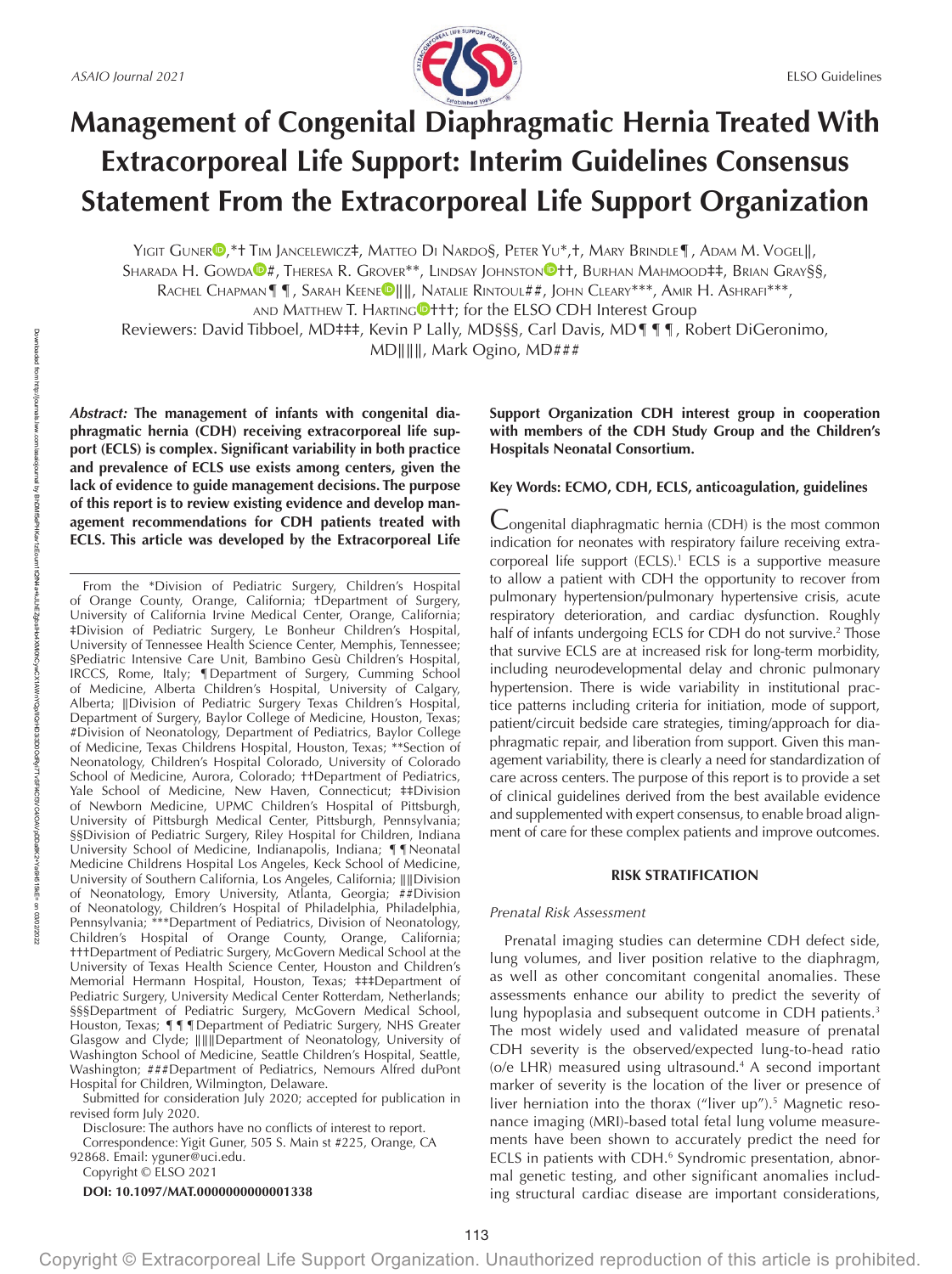# Management of Congenital Diaphragmatic Hernia Treated With Extracorporeal Life Support: Interim Guidelines Consensus Statement From the Extracorporeal Life Support Organization

Yigit Guner,*† Tim Jancelewicz‡, Matteo Di Nardo§, Peter Yu*,†, Mary Brindle¶, Adam M. Vogel‖, Sharada H. Gowda#, Theresa R. Grover**, Lindsay Johnston††, Burhan Mahmood‡‡, Brian Gray§§, Rachel Chapman¶¶, Sarah Keene‖‖, Natalie Rintoul##, John Cleary***, Amir H. Ashrafi***, and Matthew T. Harting†††; for the ELSO CDH Interest Group

Reviewers: David Tibboel, MD‡‡‡, Kevin P Lally, MD§§§, Carl Davis, MD¶¶¶, Robert DiGeronimo, MD‖‖‖, Mark Ogino, MD###

***Abstract:* The management of infants with congenital diaphragmatic hernia (CDH) receiving extracorporeal life support (ECLS) is complex. Significant variability in both practice and prevalence of ECLS use exists among centers, given the lack of evidence to guide management decisions. The purpose of this report is to review existing evidence and develop management recommendations for CDH patients treated with ECLS. This article was developed by the Extracorporeal Life Support Organization CDH interest group in cooperation with members of the CDH Study Group and the Children's Hospitals Neonatal Consortium.**

**Key Words: ECMO, CDH, ECLS, anticoagulation, guidelines**

From the *Division of Pediatric Surgery, Children's Hospital of Orange County, Orange, California; †Department of Surgery, University of California Irvine Medical Center, Orange, California; ‡Division of Pediatric Surgery, Le Bonheur Children's Hospital, University of Tennessee Health Science Center, Memphis, Tennessee; §Pediatric Intensive Care Unit, Bambino Gesù Children's Hospital, IRCCS, Rome, Italy; ¶Department of Surgery, Cumming School of Medicine, Alberta Children's Hospital, University of Calgary, Alberta; ‖Division of Pediatric Surgery Texas Children's Hospital, Department of Surgery, Baylor College of Medicine, Houston, Texas; #Division of Neonatology, Department of Pediatrics, Baylor College of Medicine, Texas Childrens Hospital, Houston, Texas; **Section of Neonatology, Children's Hospital Colorado, University of Colorado School of Medicine, Aurora, Colorado; ††Department of Pediatrics, Yale School of Medicine, New Haven, Connecticut; ‡‡Division of Newborn Medicine, UPMC Children's Hospital of Pittsburgh, University of Pittsburgh Medical Center, Pittsburgh, Pennsylvania; §§Division of Pediatric Surgery, Riley Hospital for Children, Indiana University School of Medicine, Indianapolis, Indiana; ¶¶Neonatal Medicine Childrens Hospital Los Angeles, Keck School of Medicine, University of Southern California, Los Angeles, California; ‖‖Division of Neonatology, Emory University, Atlanta, Georgia; ##Division of Neonatology, Children's Hospital of Philadelphia, Philadelphia, Pennsylvania; ***Department of Pediatrics, Division of Neonatology, Children's Hospital of Orange County, Orange, California; †††Department of Pediatric Surgery, McGovern Medical School at the University of Texas Health Science Center, Houston and Children's Memorial Hermann Hospital, Houston, Texas; ‡‡‡Department of Pediatric Surgery, University Medical Center Rotterdam, Netherlands; §§§Department of Pediatric Surgery, McGovern Medical School, Houston, Texas; ¶¶¶Department of Pediatric Surgery, NHS Greater Glasgow and Clyde; ‖‖‖Department of Neonatology, University of Washington School of Medicine, Seattle Children's Hospital, Seattle, Washington; ###Department of Pediatrics, Nemours Alfred duPont Hospital for Children, Wilmington, Delaware.

Submitted for consideration July 2020; accepted for publication in revised form July 2020.

Disclosure: The authors have no conflicts of interest to report.

Correspondence: Yigit Guner, 505 S. Main st #225, Orange, CA 92868. Email: yguner@uci.edu.

Copyright © ELSO 2021

**DOI: 10.1097/MAT.0000000000001338**

Congenital diaphragmatic hernia (CDH) is the most common indication for neonates with respiratory failure receiving extracorporeal life support (ECLS).[1] ECLS is a supportive measure to allow a patient with CDH the opportunity to recover from pulmonary hypertension/pulmonary hypertensive crisis, acute respiratory deterioration, and cardiac dysfunction. Roughly half of infants undergoing ECLS for CDH do not survive.[2] Those that survive ECLS are at increased risk for long-term morbidity, including neurodevelopmental delay and chronic pulmonary hypertension. There is wide variability in institutional practice patterns including criteria for initiation, mode of support, patient/circuit bedside care strategies, timing/approach for diaphragmatic repair, and liberation from support. Given this management variability, there is clearly a need for standardization of care across centers. The purpose of this report is to provide a set of clinical guidelines derived from the best available evidence and supplemented with expert consensus, to enable broad alignment of care for these complex patients and improve outcomes.

## RISK STRATIFICATION

### *Prenatal Risk Assessment*

Prenatal imaging studies can determine CDH defect side, lung volumes, and liver position relative to the diaphragm, as well as other concomitant congenital anomalies. These assessments enhance our ability to predict the severity of lung hypoplasia and subsequent outcome in CDH patients.[3] The most widely used and validated measure of prenatal CDH severity is the observed/expected lung-to-head ratio (o/e LHR) measured using ultrasound.[4] A second important marker of severity is the location of the liver or presence of liver herniation into the thorax ("liver up").[5] Magnetic resonance imaging (MRI)-based total fetal lung volume measurements have been shown to accurately predict the need for ECLS in patients with CDH.[6] Syndromic presentation, abnormal genetic testing, and other significant anomalies including structural cardiac disease are important considerations,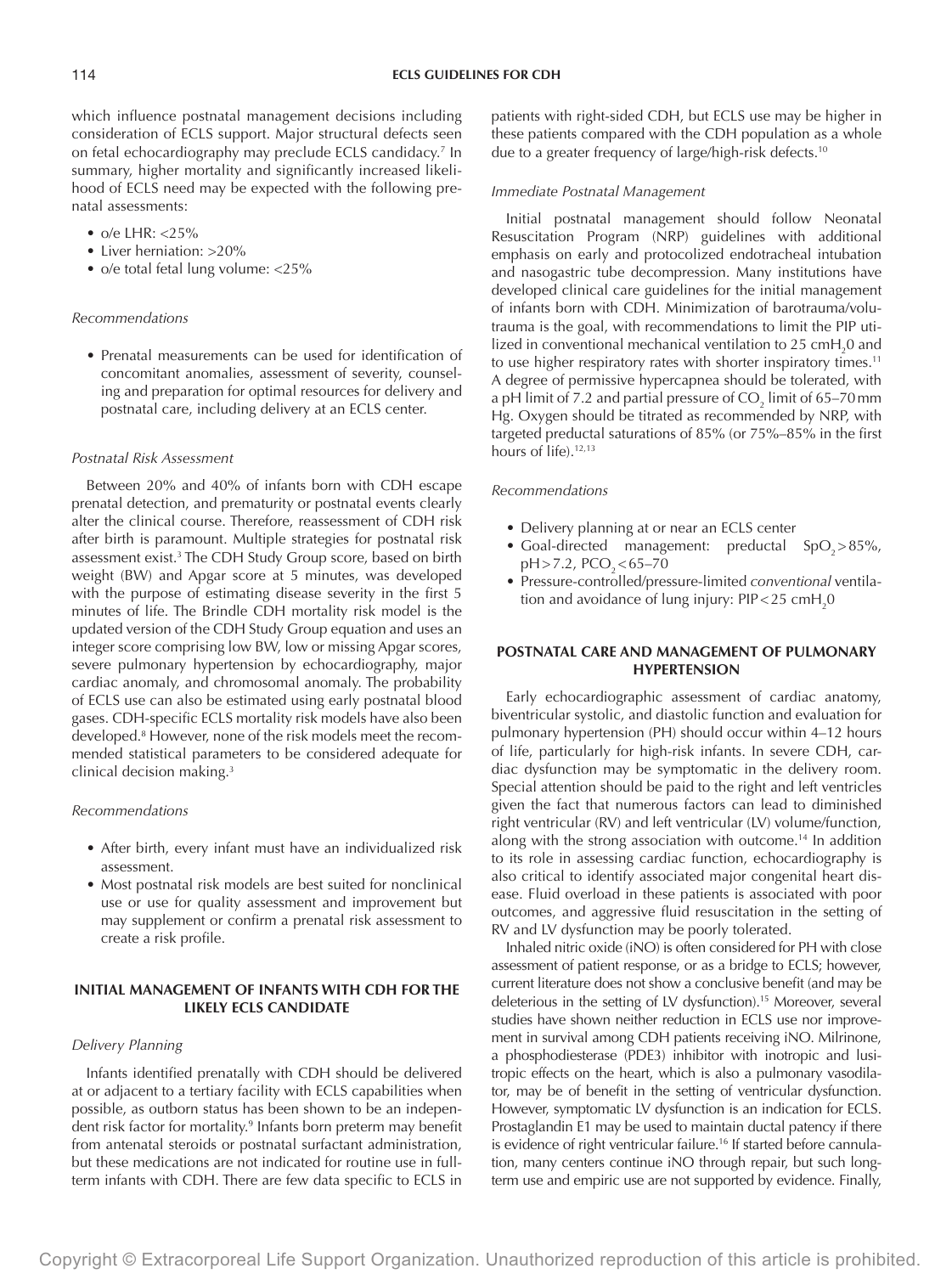which influence postnatal management decisions including consideration of ECLS support. Major structural defects seen on fetal echocardiography may preclude ECLS candidacy.[7] In summary, higher mortality and significantly increased likelihood of ECLS need may be expected with the following prenatal assessments:

- o/e LHR: <25%
- Liver herniation: >20%
- o/e total fetal lung volume: <25%

*Recommendations*

- Prenatal measurements can be used for identification of concomitant anomalies, assessment of severity, counseling and preparation for optimal resources for delivery and postnatal care, including delivery at an ECLS center.

*Postnatal Risk Assessment*

Between 20% and 40% of infants born with CDH escape prenatal detection, and prematurity or postnatal events clearly alter the clinical course. Therefore, reassessment of CDH risk after birth is paramount. Multiple strategies for postnatal risk assessment exist.[3] The CDH Study Group score, based on birth weight (BW) and Apgar score at 5 minutes, was developed with the purpose of estimating disease severity in the first 5 minutes of life. The Brindle CDH mortality risk model is the updated version of the CDH Study Group equation and uses an integer score comprising low BW, low or missing Apgar scores, severe pulmonary hypertension by echocardiography, major cardiac anomaly, and chromosomal anomaly. The probability of ECLS use can also be estimated using early postnatal blood gases. CDH-specific ECLS mortality risk models have also been developed.[8] However, none of the risk models meet the recommended statistical parameters to be considered adequate for clinical decision making.[3]

*Recommendations*

- After birth, every infant must have an individualized risk assessment.
- Most postnatal risk models are best suited for nonclinical use or use for quality assessment and improvement but may supplement or confirm a prenatal risk assessment to create a risk profile.

## INITIAL MANAGEMENT OF INFANTS WITH CDH FOR THE LIKELY ECLS CANDIDATE

*Delivery Planning*

Infants identified prenatally with CDH should be delivered at or adjacent to a tertiary facility with ECLS capabilities when possible, as outborn status has been shown to be an independent risk factor for mortality.[9] Infants born preterm may benefit from antenatal steroids or postnatal surfactant administration, but these medications are not indicated for routine use in full-term infants with CDH. There are few data specific to ECLS in patients with right-sided CDH, but ECLS use may be higher in these patients compared with the CDH population as a whole due to a greater frequency of large/high-risk defects.[10]

*Immediate Postnatal Management*

Initial postnatal management should follow Neonatal Resuscitation Program (NRP) guidelines with additional emphasis on early and protocolized endotracheal intubation and nasogastric tube decompression. Many institutions have developed clinical care guidelines for the initial management of infants born with CDH. Minimization of barotrauma/volutrauma is the goal, with recommendations to limit the PIP utilized in conventional mechanical ventilation to 25 $cmH_20$ and to use higher respiratory rates with shorter inspiratory times.[11] A degree of permissive hypercapnea should be tolerated, with a pH limit of 7.2 and partial pressure of $CO_2$ limit of 65–70 mm Hg. Oxygen should be titrated as recommended by NRP, with targeted preductal saturations of 85% (or 75%–85% in the first hours of life).[12,13]

*Recommendations*

- Delivery planning at or near an ECLS center
- Goal-directed management: preductal $SpO_2 > 85\%$, pH > 7.2, $PCO_2 < 65–70$
- Pressure-controlled/pressure-limited *conventional* ventilation and avoidance of lung injury: PIP < 25 $cmH_20$

## POSTNATAL CARE AND MANAGEMENT OF PULMONARY HYPERTENSION

Early echocardiographic assessment of cardiac anatomy, biventricular systolic, and diastolic function and evaluation for pulmonary hypertension (PH) should occur within 4–12 hours of life, particularly for high-risk infants. In severe CDH, cardiac dysfunction may be symptomatic in the delivery room. Special attention should be paid to the right and left ventricles given the fact that numerous factors can lead to diminished right ventricular (RV) and left ventricular (LV) volume/function, along with the strong association with outcome.[14] In addition to its role in assessing cardiac function, echocardiography is also critical to identify associated major congenital heart disease. Fluid overload in these patients is associated with poor outcomes, and aggressive fluid resuscitation in the setting of RV and LV dysfunction may be poorly tolerated.

Inhaled nitric oxide (iNO) is often considered for PH with close assessment of patient response, or as a bridge to ECLS; however, current literature does not show a conclusive benefit (and may be deleterious in the setting of LV dysfunction).[15] Moreover, several studies have shown neither reduction in ECLS use nor improvement in survival among CDH patients receiving iNO. Milrinone, a phosphodiesterase (PDE3) inhibitor with inotropic and lusitropic effects on the heart, which is also a pulmonary vasodilator, may be of benefit in the setting of ventricular dysfunction. However, symptomatic LV dysfunction is an indication for ECLS. Prostaglandin E1 may be used to maintain ductal patency if there is evidence of right ventricular failure.[16] If started before cannulation, many centers continue iNO through repair, but such long-term use and empiric use are not supported by evidence. Finally,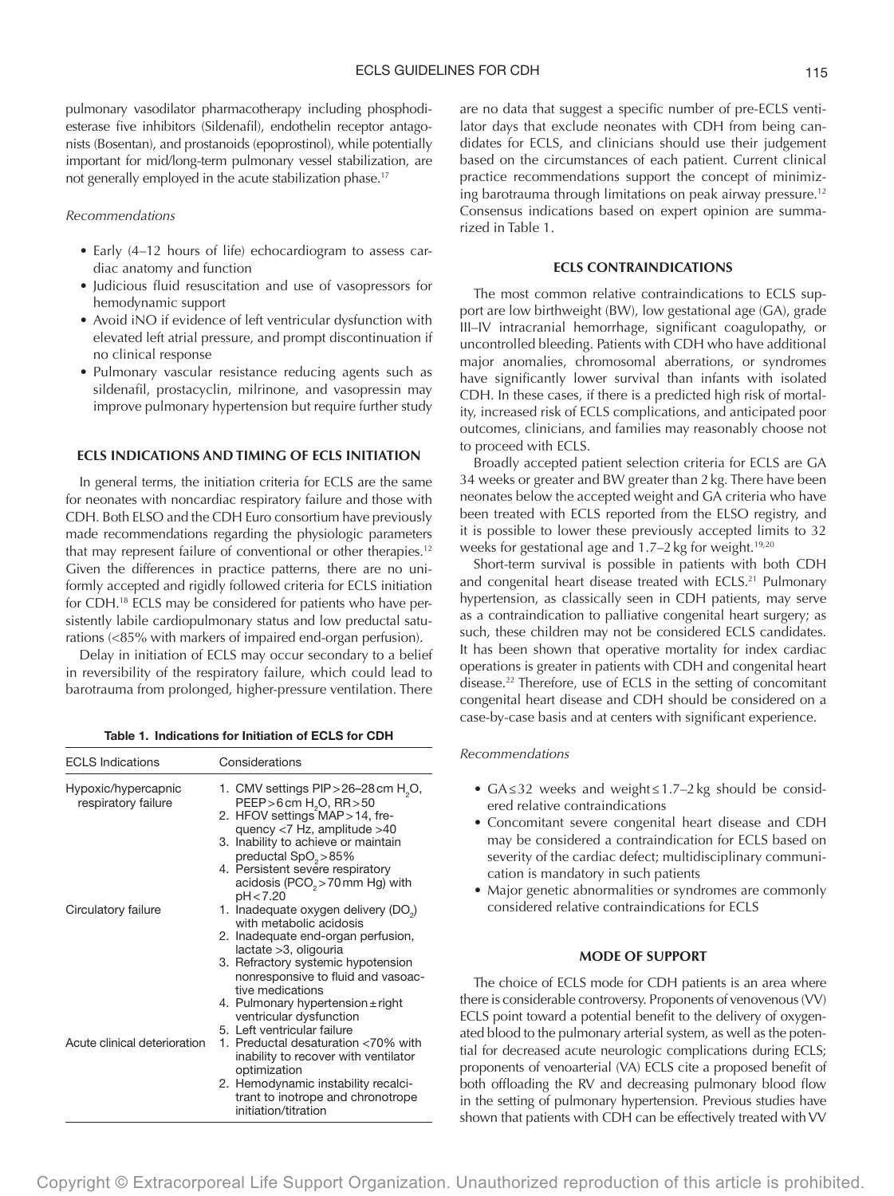pulmonary vasodilator pharmacotherapy including phosphodiesterase five inhibitors (Sildenafil), endothelin receptor antagonists (Bosentan), and prostanoids (epoprostinol), while potentially important for mid/long-term pulmonary vessel stabilization, are not generally employed in the acute stabilization phase.[17]

*Recommendations*

- Early (4–12 hours of life) echocardiogram to assess cardiac anatomy and function
- Judicious fluid resuscitation and use of vasopressors for hemodynamic support
- Avoid iNO if evidence of left ventricular dysfunction with elevated left atrial pressure, and prompt discontinuation if no clinical response
- Pulmonary vascular resistance reducing agents such as sildenafil, prostacyclin, milrinone, and vasopressin may improve pulmonary hypertension but require further study

## ECLS INDICATIONS AND TIMING OF ECLS INITIATION

In general terms, the initiation criteria for ECLS are the same for neonates with noncardiac respiratory failure and those with CDH. Both ELSO and the CDH Euro consortium have previously made recommendations regarding the physiologic parameters that may represent failure of conventional or other therapies.[12] Given the differences in practice patterns, there are no uniformly accepted and rigidly followed criteria for ECLS initiation for CDH.[18] ECLS may be considered for patients who have persistently labile cardiopulmonary status and low preductal saturations (<85% with markers of impaired end-organ perfusion).

Delay in initiation of ECLS may occur secondary to a belief in reversibility of the respiratory failure, which could lead to barotrauma from prolonged, higher-pressure ventilation. There are no data that suggest a specific number of pre-ECLS ventilator days that exclude neonates with CDH from being candidates for ECLS, and clinicians should use their judgement based on the circumstances of each patient. Current clinical practice recommendations support the concept of minimizing barotrauma through limitations on peak airway pressure.[12] Consensus indications based on expert opinion are summarized in Table 1.

**Table 1. Indications for Initiation of ECLS for CDH**

| ECLS Indications | Considerations |
|---|---|
| Hypoxic/hypercapnic respiratory failure | 1. CMV settings PIP > 26–28 cm $H_2O$, PEEP > 6 cm $H_2O$, RR > 50<br>2. HFOV settings MAP > 14, frequency < 7 Hz, amplitude > 40<br>3. Inability to achieve or maintain preductal $SpO_2$ > 85%<br>4. Persistent severe respiratory acidosis ($PCO_2$ > 70 mm Hg) with pH < 7.20 |
| Circulatory failure | 1. Inadequate oxygen delivery ($DO_2$) with metabolic acidosis<br>2. Inadequate end-organ perfusion, lactate > 3, oliguria<br>3. Refractory systemic hypotension nonresponsive to fluid and vasoactive medications<br>4. Pulmonary hypertension ± right ventricular dysfunction<br>5. Left ventricular failure |
| Acute clinical deterioration | 1. Preductal desaturation < 70% with inability to recover with ventilator optimization<br>2. Hemodynamic instability recalcitrant to inotrope and chronotrope initiation/titration |

## ECLS CONTRAINDICATIONS

The most common relative contraindications to ECLS support are low birthweight (BW), low gestational age (GA), grade III–IV intracranial hemorrhage, significant coagulopathy, or uncontrolled bleeding. Patients with CDH who have additional major anomalies, chromosomal aberrations, or syndromes have significantly lower survival than infants with isolated CDH. In these cases, if there is a predicted high risk of mortality, increased risk of ECLS complications, and anticipated poor outcomes, clinicians, and families may reasonably choose not to proceed with ECLS.

Broadly accepted patient selection criteria for ECLS are GA 34 weeks or greater and BW greater than 2 kg. There have been neonates below the accepted weight and GA criteria who have been treated with ECLS reported from the ELSO registry, and it is possible to lower these previously accepted limits to 32 weeks for gestational age and 1.7–2 kg for weight.[19,20]

Short-term survival is possible in patients with both CDH and congenital heart disease treated with ECLS.[21] Pulmonary hypertension, as classically seen in CDH patients, may serve as a contraindication to palliative congenital heart surgery; as such, these children may not be considered ECLS candidates. It has been shown that operative mortality for index cardiac operations is greater in patients with CDH and congenital heart disease.[22] Therefore, use of ECLS in the setting of concomitant congenital heart disease and CDH should be considered on a case-by-case basis and at centers with significant experience.

*Recommendations*

- GA ≤ 32 weeks and weight ≤ 1.7–2 kg should be considered relative contraindications
- Concomitant severe congenital heart disease and CDH may be considered a contraindication for ECLS based on severity of the cardiac defect; multidisciplinary communication is mandatory in such patients
- Major genetic abnormalities or syndromes are commonly considered relative contraindications for ECLS

## MODE OF SUPPORT

The choice of ECLS mode for CDH patients is an area where there is considerable controversy. Proponents of venovenous (VV) ECLS point toward a potential benefit to the delivery of oxygenated blood to the pulmonary arterial system, as well as the potential for decreased acute neurologic complications during ECLS; proponents of venoarterial (VA) ECLS cite a proposed benefit of both offloading the RV and decreasing pulmonary blood flow in the setting of pulmonary hypertension. Previous studies have shown that patients with CDH can be effectively treated with VV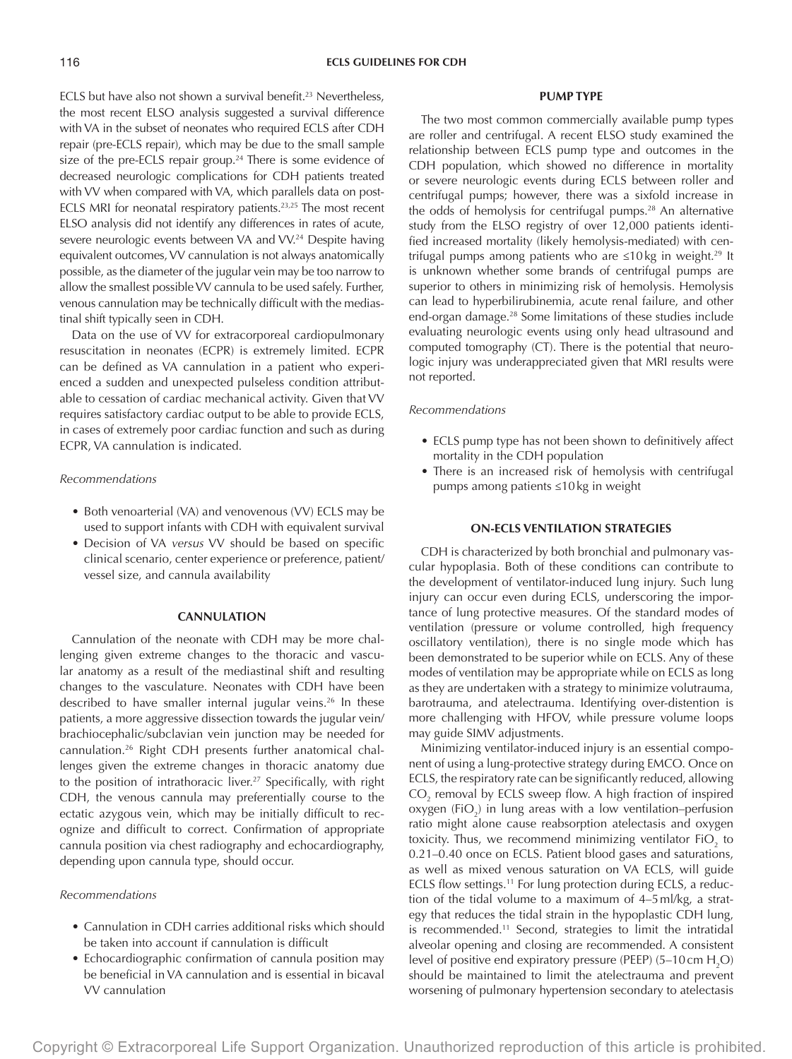ECLS but have also not shown a survival benefit.[23] Nevertheless, the most recent ELSO analysis suggested a survival difference with VA in the subset of neonates who required ECLS after CDH repair (pre-ECLS repair), which may be due to the small sample size of the pre-ECLS repair group.[24] There is some evidence of decreased neurologic complications for CDH patients treated with VV when compared with VA, which parallels data on post-ECLS MRI for neonatal respiratory patients.[23,25] The most recent ELSO analysis did not identify any differences in rates of acute, severe neurologic events between VA and VV.[24] Despite having equivalent outcomes, VV cannulation is not always anatomically possible, as the diameter of the jugular vein may be too narrow to allow the smallest possible VV cannula to be used safely. Further, venous cannulation may be technically difficult with the mediastinal shift typically seen in CDH.

Data on the use of VV for extracorporeal cardiopulmonary resuscitation in neonates (ECPR) is extremely limited. ECPR can be defined as VA cannulation in a patient who experienced a sudden and unexpected pulseless condition attributable to cessation of cardiac mechanical activity. Given that VV requires satisfactory cardiac output to be able to provide ECLS, in cases of extremely poor cardiac function and such as during ECPR, VA cannulation is indicated.

*Recommendations*

- Both venoarterial (VA) and venovenous (VV) ECLS may be used to support infants with CDH with equivalent survival
- Decision of VA *versus* VV should be based on specific clinical scenario, center experience or preference, patient/vessel size, and cannula availability

## CANNULATION

Cannulation of the neonate with CDH may be more challenging given extreme changes to the thoracic and vascular anatomy as a result of the mediastinal shift and resulting changes to the vasculature. Neonates with CDH have been described to have smaller internal jugular veins.[26] In these patients, a more aggressive dissection towards the jugular vein/brachiocephalic/subclavian vein junction may be needed for cannulation.[26] Right CDH presents further anatomical challenges given the extreme changes in thoracic anatomy due to the position of intrathoracic liver.[27] Specifically, with right CDH, the venous cannula may preferentially course to the ectatic azygous vein, which may be initially difficult to recognize and difficult to correct. Confirmation of appropriate cannula position via chest radiography and echocardiography, depending upon cannula type, should occur.

*Recommendations*

- Cannulation in CDH carries additional risks which should be taken into account if cannulation is difficult
- Echocardiographic confirmation of cannula position may be beneficial in VA cannulation and is essential in bicaval VV cannulation

## PUMP TYPE

The two most common commercially available pump types are roller and centrifugal. A recent ELSO study examined the relationship between ECLS pump type and outcomes in the CDH population, which showed no difference in mortality or severe neurologic events during ECLS between roller and centrifugal pumps; however, there was a sixfold increase in the odds of hemolysis for centrifugal pumps.[28] An alternative study from the ELSO registry of over 12,000 patients identified increased mortality (likely hemolysis-mediated) with centrifugal pumps among patients who are ≤10 kg in weight.[29] It is unknown whether some brands of centrifugal pumps are superior to others in minimizing risk of hemolysis. Hemolysis can lead to hyperbilirubinemia, acute renal failure, and other end-organ damage.[28] Some limitations of these studies include evaluating neurologic events using only head ultrasound and computed tomography (CT). There is the potential that neurologic injury was underappreciated given that MRI results were not reported.

*Recommendations*

- ECLS pump type has not been shown to definitively affect mortality in the CDH population
- There is an increased risk of hemolysis with centrifugal pumps among patients ≤10 kg in weight

## ON-ECLS VENTILATION STRATEGIES

CDH is characterized by both bronchial and pulmonary vascular hypoplasia. Both of these conditions can contribute to the development of ventilator-induced lung injury. Such lung injury can occur even during ECLS, underscoring the importance of lung protective measures. Of the standard modes of ventilation (pressure or volume controlled, high frequency oscillatory ventilation), there is no single mode which has been demonstrated to be superior while on ECLS. Any of these modes of ventilation may be appropriate while on ECLS as long as they are undertaken with a strategy to minimize volutrauma, barotrauma, and atelectrauma. Identifying over-distention is more challenging with HFOV, while pressure volume loops may guide SIMV adjustments.

Minimizing ventilator-induced injury is an essential component of using a lung-protective strategy during EMCO. Once on ECLS, the respiratory rate can be significantly reduced, allowing $CO_2$ removal by ECLS sweep flow. A high fraction of inspired oxygen ($FiO_2$) in lung areas with a low ventilation–perfusion ratio might alone cause reabsorption atelectasis and oxygen toxicity. Thus, we recommend minimizing ventilator $FiO_2$ to 0.21–0.40 once on ECLS. Patient blood gases and saturations, as well as mixed venous saturation on VA ECLS, will guide ECLS flow settings.[11] For lung protection during ECLS, a reduction of the tidal volume to a maximum of 4–5 ml/kg, a strategy that reduces the tidal strain in the hypoplastic CDH lung, is recommended.[11] Second, strategies to limit the intratidal alveolar opening and closing are recommended. A consistent level of positive end expiratory pressure (PEEP) (5–10 cm $H_2O$) should be maintained to limit the atelectrauma and prevent worsening of pulmonary hypertension secondary to atelectasis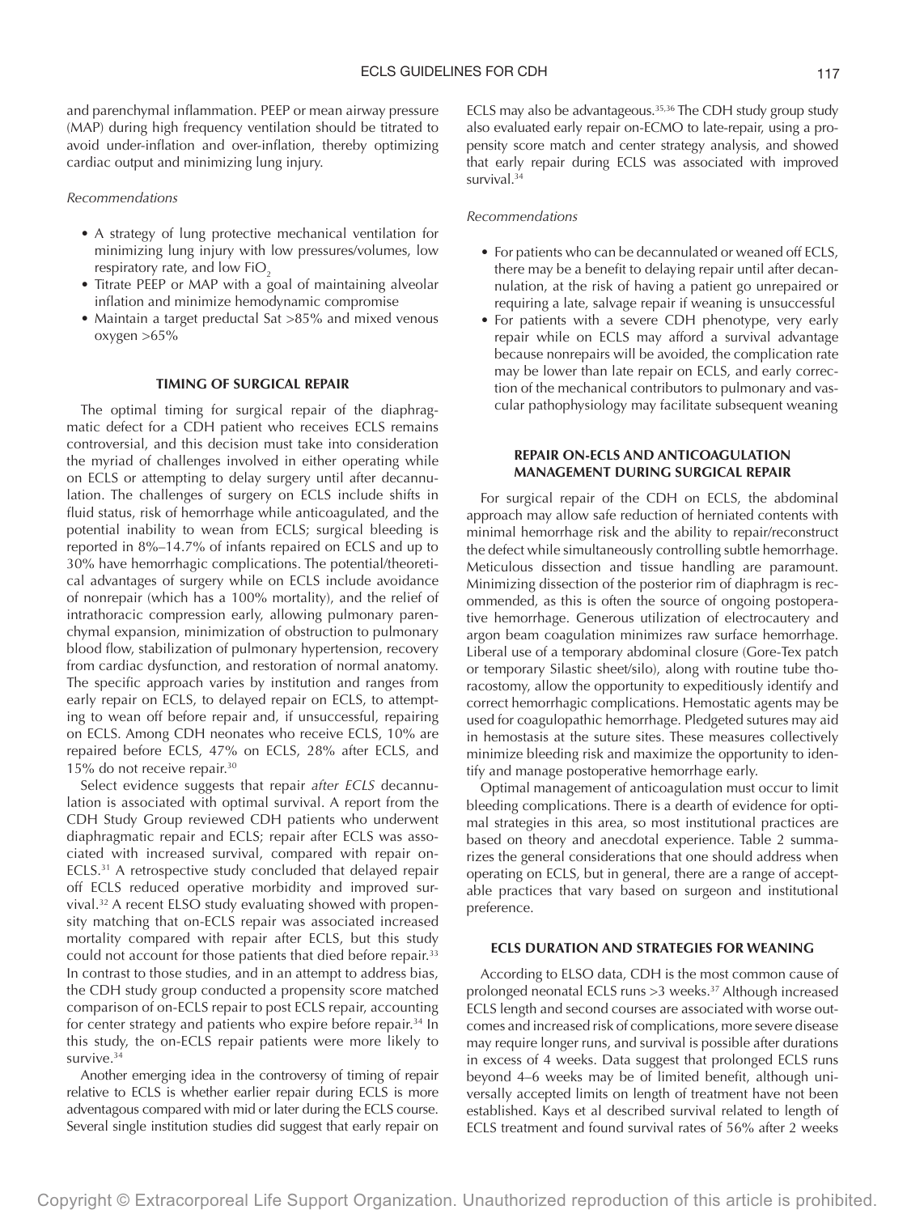and parenchymal inflammation. PEEP or mean airway pressure (MAP) during high frequency ventilation should be titrated to avoid under-inflation and over-inflation, thereby optimizing cardiac output and minimizing lung injury.

*Recommendations*

- A strategy of lung protective mechanical ventilation for minimizing lung injury with low pressures/volumes, low respiratory rate, and low $FiO_2$
- Titrate PEEP or MAP with a goal of maintaining alveolar inflation and minimize hemodynamic compromise
- Maintain a target preductal Sat >85% and mixed venous oxygen >65%

### TIMING OF SURGICAL REPAIR

The optimal timing for surgical repair of the diaphragmatic defect for a CDH patient who receives ECLS remains controversial, and this decision must take into consideration the myriad of challenges involved in either operating while on ECLS or attempting to delay surgery until after decannulation. The challenges of surgery on ECLS include shifts in fluid status, risk of hemorrhage while anticoagulated, and the potential inability to wean from ECLS; surgical bleeding is reported in 8%–14.7% of infants repaired on ECLS and up to 30% have hemorrhagic complications. The potential/theoretical advantages of surgery while on ECLS include avoidance of nonrepair (which has a 100% mortality), and the relief of intrathoracic compression early, allowing pulmonary parenchymal expansion, minimization of obstruction to pulmonary blood flow, stabilization of pulmonary hypertension, recovery from cardiac dysfunction, and restoration of normal anatomy. The specific approach varies by institution and ranges from early repair on ECLS, to delayed repair on ECLS, to attempting to wean off before repair and, if unsuccessful, repairing on ECLS. Among CDH neonates who receive ECLS, 10% are repaired before ECLS, 47% on ECLS, 28% after ECLS, and 15% do not receive repair.[30]

Select evidence suggests that repair *after ECLS* decannulation is associated with optimal survival. A report from the CDH Study Group reviewed CDH patients who underwent diaphragmatic repair and ECLS; repair after ECLS was associated with increased survival, compared with repair on-ECLS.[31] A retrospective study concluded that delayed repair off ECLS reduced operative morbidity and improved survival.[32] A recent ELSO study evaluating showed with propensity matching that on-ECLS repair was associated increased mortality compared with repair after ECLS, but this study could not account for those patients that died before repair.[33] In contrast to those studies, and in an attempt to address bias, the CDH study group conducted a propensity score matched comparison of on-ECLS repair to post ECLS repair, accounting for center strategy and patients who expire before repair.[34] In this study, the on-ECLS repair patients were more likely to survive.[34]

Another emerging idea in the controversy of timing of repair relative to ECLS is whether earlier repair during ECLS is more adventagous compared with mid or later during the ECLS course. Several single institution studies did suggest that early repair on ECLS may also be advantageous.[35,36] The CDH study group study also evaluated early repair on-ECMO to late-repair, using a propensity score match and center strategy analysis, and showed that early repair during ECLS was associated with improved survival.[34]

*Recommendations*

- For patients who can be decannulated or weaned off ECLS, there may be a benefit to delaying repair until after decannulation, at the risk of having a patient go unrepaired or requiring a late, salvage repair if weaning is unsuccessful
- For patients with a severe CDH phenotype, very early repair while on ECLS may afford a survival advantage because nonrepairs will be avoided, the complication rate may be lower than late repair on ECLS, and early correction of the mechanical contributors to pulmonary and vascular pathophysiology may facilitate subsequent weaning

### REPAIR ON-ECLS AND ANTICOAGULATION MANAGEMENT DURING SURGICAL REPAIR

For surgical repair of the CDH on ECLS, the abdominal approach may allow safe reduction of herniated contents with minimal hemorrhage risk and the ability to repair/reconstruct the defect while simultaneously controlling subtle hemorrhage. Meticulous dissection and tissue handling are paramount. Minimizing dissection of the posterior rim of diaphragm is recommended, as this is often the source of ongoing postoperative hemorrhage. Generous utilization of electrocautery and argon beam coagulation minimizes raw surface hemorrhage. Liberal use of a temporary abdominal closure (Gore-Tex patch or temporary Silastic sheet/silo), along with routine tube thoracostomy, allow the opportunity to expeditiously identify and correct hemorrhagic complications. Hemostatic agents may be used for coagulopathic hemorrhage. Pledgeted sutures may aid in hemostasis at the suture sites. These measures collectively minimize bleeding risk and maximize the opportunity to identify and manage postoperative hemorrhage early.

Optimal management of anticoagulation must occur to limit bleeding complications. There is a dearth of evidence for optimal strategies in this area, so most institutional practices are based on theory and anecdotal experience. Table 2 summarizes the general considerations that one should address when operating on ECLS, but in general, there are a range of acceptable practices that vary based on surgeon and institutional preference.

### ECLS DURATION AND STRATEGIES FOR WEANING

According to ELSO data, CDH is the most common cause of prolonged neonatal ECLS runs >3 weeks.[37] Although increased ECLS length and second courses are associated with worse outcomes and increased risk of complications, more severe disease may require longer runs, and survival is possible after durations in excess of 4 weeks. Data suggest that prolonged ECLS runs beyond 4–6 weeks may be of limited benefit, although universally accepted limits on length of treatment have not been established. Kays et al described survival related to length of ECLS treatment and found survival rates of 56% after 2 weeks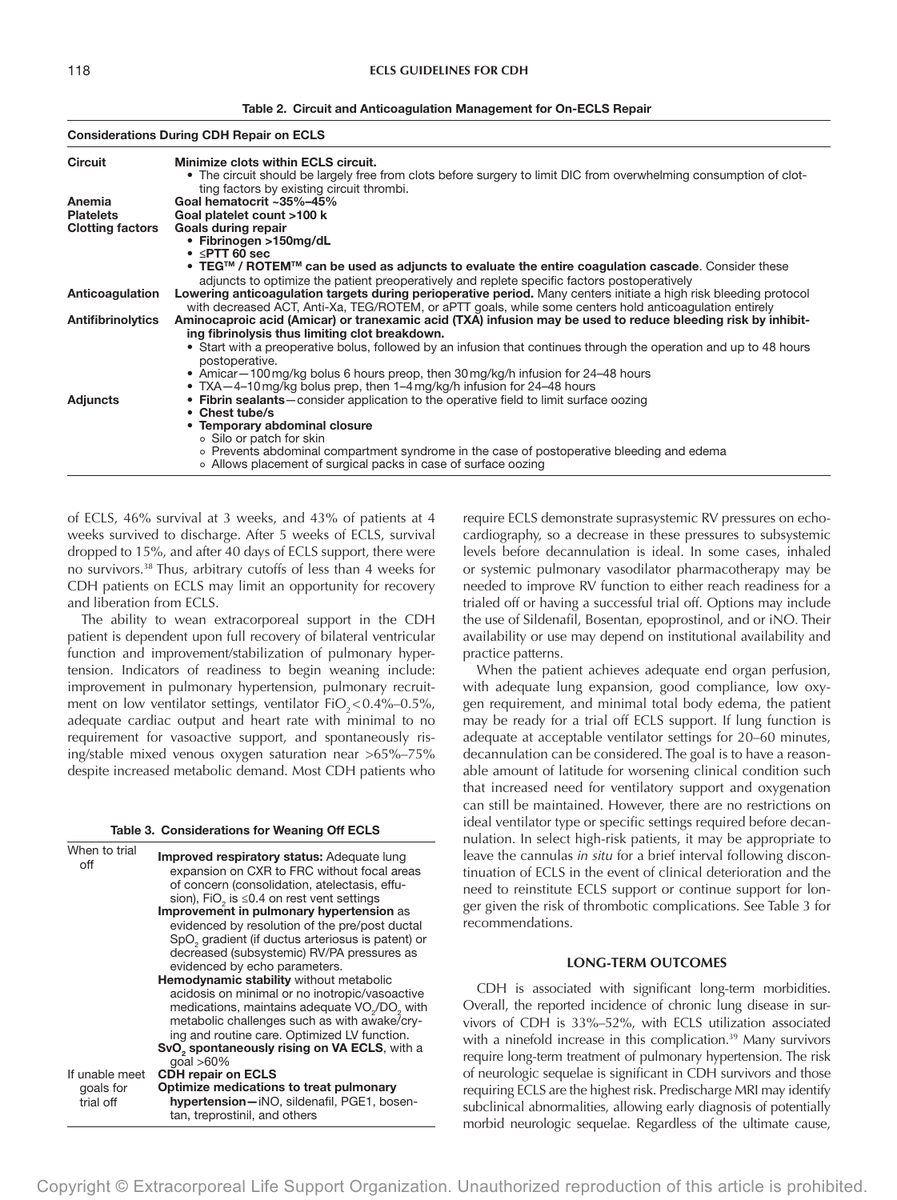**Table 2. Circuit and Anticoagulation Management for On-ECLS Repair**

| Considerations During CDH Repair on ECLS | |
|---|---|
| **Circuit** | **Minimize clots within ECLS circuit.**<br>• The circuit should be largely free from clots before surgery to limit DIC from overwhelming consumption of clotting factors by existing circuit thrombi. |
| **Anemia** | **Goal hematocrit ~35%–45%** |
| **Platelets** | **Goal platelet count >100 k** |
| **Clotting factors** | **Goals during repair**<br>• **Fibrinogen >150mg/dL**<br>• **≤PTT 60 sec**<br>• **TEG™ / ROTEM™ can be used as adjuncts to evaluate the entire coagulation cascade**. Consider these adjuncts to optimize the patient preoperatively and replete specific factors postoperatively |
| **Anticoagulation** | **Lowering anticoagulation targets during perioperative period.** Many centers initiate a high risk bleeding protocol with decreased ACT, Anti-Xa, TEG/ROTEM, or aPTT goals, while some centers hold anticoagulation entirely |
| **Antifibrinolytics** | **Aminocaproic acid (Amicar) or tranexamic acid (TXA) infusion may be used to reduce bleeding risk by inhibiting fibrinolysis thus limiting clot breakdown.**<br>• Start with a preoperative bolus, followed by an infusion that continues through the operation and up to 48 hours postoperative.<br>• Amicar—100mg/kg bolus 6 hours preop, then 30mg/kg/h infusion for 24–48 hours<br>• TXA—4–10mg/kg bolus prep, then 1–4mg/kg/h infusion for 24–48 hours |
| **Adjuncts** | • **Fibrin sealants**—consider application to the operative field to limit surface oozing<br>• **Chest tube/s**<br>• **Temporary abdominal closure**<br>◦ Silo or patch for skin<br>◦ Prevents abdominal compartment syndrome in the case of postoperative bleeding and edema<br>◦ Allows placement of surgical packs in case of surface oozing |

of ECLS, 46% survival at 3 weeks, and 43% of patients at 4 weeks survived to discharge. After 5 weeks of ECLS, survival dropped to 15%, and after 40 days of ECLS support, there were no survivors.[38] Thus, arbitrary cutoffs of less than 4 weeks for CDH patients on ECLS may limit an opportunity for recovery and liberation from ECLS.

The ability to wean extracorporeal support in the CDH patient is dependent upon full recovery of bilateral ventricular function and improvement/stabilization of pulmonary hypertension. Indicators of readiness to begin weaning include: improvement in pulmonary hypertension, pulmonary recruitment on low ventilator settings, ventilator $FiO_2 < 0.4\%–0.5\%$, adequate cardiac output and heart rate with minimal to no requirement for vasoactive support, and spontaneously rising/stable mixed venous oxygen saturation near >65%–75% despite increased metabolic demand. Most CDH patients who require ECLS demonstrate suprasystemic RV pressures on echocardiography, so a decrease in these pressures to subsystemic levels before decannulation is ideal. In some cases, inhaled or systemic pulmonary vasodilator pharmacotherapy may be needed to improve RV function to either reach readiness for a trialed off or having a successful trial off. Options may include the use of Sildenafil, Bosentan, epoprostinol, and or iNO. Their availability or use may depend on institutional availability and practice patterns.

When the patient achieves adequate end organ perfusion, with adequate lung expansion, good compliance, low oxygen requirement, and minimal total body edema, the patient may be ready for a trial off ECLS support. If lung function is adequate at acceptable ventilator settings for 20–60 minutes, decannulation can be considered. The goal is to have a reasonable amount of latitude for worsening clinical condition such that increased need for ventilatory support and oxygenation can still be maintained. However, there are no restrictions on ideal ventilator type or specific settings required before decannulation. In select high-risk patients, it may be appropriate to leave the cannulas *in situ* for a brief interval following discontinuation of ECLS in the event of clinical deterioration and the need to reinstitute ECLS support or continue support for longer given the risk of thrombotic complications. See Table 3 for recommendations.

**Table 3. Considerations for Weaning Off ECLS**

| | |
|---|---|
| When to trial off | **Improved respiratory status:** Adequate lung expansion on CXR to FRC without focal areas of concern (consolidation, atelectasis, effusion), $FiO_2$ is ≤0.4 on rest vent settings<br>**Improvement in pulmonary hypertension** as evidenced by resolution of the pre/post ductal $SpO_2$ gradient (if ductus arteriosus is patent) or decreased (subsystemic) RV/PA pressures as evidenced by echo parameters.<br>**Hemodynamic stability** without metabolic acidosis on minimal or no inotropic/vasoactive medications, maintains adequate $VO_2/DO_2$ with metabolic challenges such as with awake/crying and routine care. Optimized LV function.<br>**$SvO_2$ spontaneously rising on VA ECLS**, with a goal >60% |
| If unable meet goals for trial off | **CDH repair on ECLS**<br>**Optimize medications to treat pulmonary hypertension—**iNO, sildenafil, PGE1, bosentan, treprostinil, and others |

## LONG-TERM OUTCOMES

CDH is associated with significant long-term morbidities. Overall, the reported incidence of chronic lung disease in survivors of CDH is 33%–52%, with ECLS utilization associated with a ninefold increase in this complication.[39] Many survivors require long-term treatment of pulmonary hypertension. The risk of neurologic sequelae is significant in CDH survivors and those requiring ECLS are the highest risk. Predischarge MRI may identify subclinical abnormalities, allowing early diagnosis of potentially morbid neurologic sequelae. Regardless of the ultimate cause,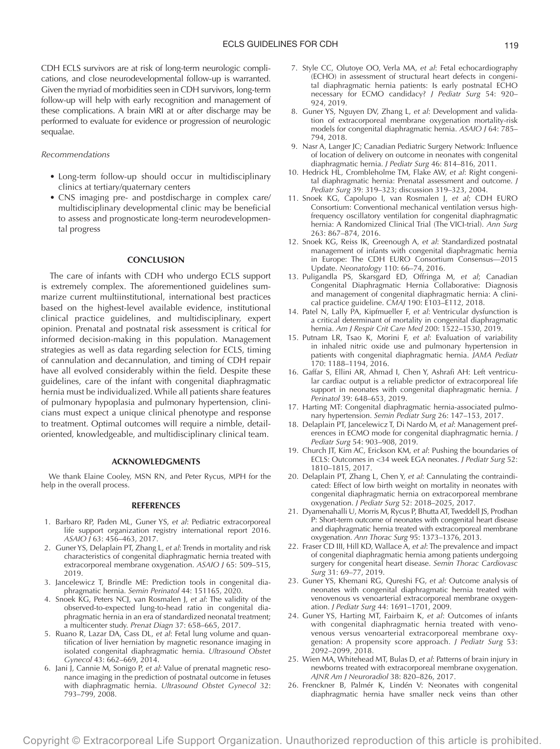CDH ECLS survivors are at risk of long-term neurologic complications, and close neurodevelopmental follow-up is warranted. Given the myriad of morbidities seen in CDH survivors, long-term follow-up will help with early recognition and management of these complications. A brain MRI at or after discharge may be performed to evaluate for evidence or progression of neurologic sequalae.

*Recommendations*

- Long-term follow-up should occur in multidisciplinary clinics at tertiary/quaternary centers
- CNS imaging pre- and postdischarge in complex care/multidisciplinary developmental clinic may be beneficial to assess and prognosticate long-term neurodevelopmental progress

## CONCLUSION

The care of infants with CDH who undergo ECLS support is extremely complex. The aforementioned guidelines summarize current multiinstitutional, international best practices based on the highest-level available evidence, institutional clinical practice guidelines, and multidisciplinary, expert opinion. Prenatal and postnatal risk assessment is critical for informed decision-making in this population. Management strategies as well as data regarding selection for ECLS, timing of cannulation and decannulation, and timing of CDH repair have all evolved considerably within the field. Despite these guidelines, care of the infant with congenital diaphragmatic hernia must be individualized. While all patients share features of pulmonary hypoplasia and pulmonary hypertension, clinicians must expect a unique clinical phenotype and response to treatment. Optimal outcomes will require a nimble, detail-oriented, knowledgeable, and multidisciplinary clinical team.

## ACKNOWLEDGMENTS

We thank Elaine Cooley, MSN RN, and Peter Rycus, MPH for the help in the overall process.

## REFERENCES

1. Barbaro RP, Paden ML, Guner YS, *et al*: Pediatric extracorporeal life support organization registry international report 2016. *ASAIO J* 63: 456–463, 2017.
2. Guner YS, Delaplain PT, Zhang L, *et al*: Trends in mortality and risk characteristics of congenital diaphragmatic hernia treated with extracorporeal membrane oxygenation. *ASAIO J* 65: 509–515, 2019.
3. Jancelewicz T, Brindle ME: Prediction tools in congenital diaphragmatic hernia. *Semin Perinatol* 44: 151165, 2020.
4. Snoek KG, Peters NCJ, van Rosmalen J, *et al*: The validity of the observed-to-expected lung-to-head ratio in congenital diaphragmatic hernia in an era of standardized neonatal treatment; a multicenter study. *Prenat Diagn* 37: 658–665, 2017.
5. Ruano R, Lazar DA, Cass DL, *et al*: Fetal lung volume and quantification of liver herniation by magnetic resonance imaging in isolated congenital diaphragmatic hernia. *Ultrasound Obstet Gynecol* 43: 662–669, 2014.
6. Jani J, Cannie M, Sonigo P, *et al*: Value of prenatal magnetic resonance imaging in the prediction of postnatal outcome in fetuses with diaphragmatic hernia. *Ultrasound Obstet Gynecol* 32: 793–799, 2008.
7. Style CC, Olutoye OO, Verla MA, *et al*: Fetal echocardiography (ECHO) in assessment of structural heart defects in congenital diaphragmatic hernia patients: Is early postnatal ECHO necessary for ECMO candidacy? *J Pediatr Surg* 54: 920–924, 2019.
8. Guner YS, Nguyen DV, Zhang L, *et al*: Development and validation of extracorporeal membrane oxygenation mortality-risk models for congenital diaphragmatic hernia. *ASAIO J* 64: 785–794, 2018.
9. Nasr A, Langer JC; Canadian Pediatric Surgery Network: Influence of location of delivery on outcome in neonates with congenital diaphragmatic hernia. *J Pediatr Surg* 46: 814–816, 2011.
10. Hedrick HL, Crombleholme TM, Flake AW, *et al*: Right congenital diaphragmatic hernia: Prenatal assessment and outcome. *J Pediatr Surg* 39: 319–323; discussion 319–323, 2004.
11. Snoek KG, Capolupo I, van Rosmalen J, *et al*; CDH EURO Consortium: Conventional mechanical ventilation versus high-frequency oscillatory ventilation for congenital diaphragmatic hernia: A Randomized Clinical Trial (The VICI-trial). *Ann Surg* 263: 867–874, 2016.
12. Snoek KG, Reiss IK, Greenough A, *et al*: Standardized postnatal management of infants with congenital diaphragmatic hernia in Europe: The CDH EURO Consortium Consensus—2015 Update. *Neonatology* 110: 66–74, 2016.
13. Puligandla PS, Skarsgard ED, Offringa M, *et al*; Canadian Congenital Diaphragmatic Hernia Collaborative: Diagnosis and management of congenital diaphragmatic hernia: A clinical practice guideline. *CMAJ* 190: E103–E112, 2018.
14. Patel N, Lally PA, Kipfmueller F, *et al*: Ventricular dysfunction is a critical determinant of mortality in congenital diaphragmatic hernia. *Am J Respir Crit Care Med* 200: 1522–1530, 2019.
15. Putnam LR, Tsao K, Morini F, *et al*: Evaluation of variability in inhaled nitric oxide use and pulmonary hypertension in patients with congenital diaphragmatic hernia. *JAMA Pediatr* 170: 1188–1194, 2016.
16. Gaffar S, Ellini AR, Ahmad I, Chen Y, Ashrafi AH: Left ventricular cardiac output is a reliable predictor of extracorporeal life support in neonates with congenital diaphragmatic hernia. *J Perinatol* 39: 648–653, 2019.
17. Harting MT: Congenital diaphragmatic hernia-associated pulmonary hypertension. *Semin Pediatr Surg* 26: 147–153, 2017.
18. Delaplain PT, Jancelewicz T, Di Nardo M, *et al*: Management preferences in ECMO mode for congenital diaphragmatic hernia. *J Pediatr Surg* 54: 903–908, 2019.
19. Church JT, Kim AC, Erickson KM, *et al*: Pushing the boundaries of ECLS: Outcomes in <34 week EGA neonates. *J Pediatr Surg* 52: 1810–1815, 2017.
20. Delaplain PT, Zhang L, Chen Y, *et al*: Cannulating the contraindicated: Effect of low birth weight on mortality in neonates with congenital diaphragmatic hernia on extracorporeal membrane oxygenation. *J Pediatr Surg* 52: 2018–2025, 2017.
21. Dyamenahalli U, Morris M, Rycus P, Bhutta AT, Tweddell JS, Prodhan P: Short-term outcome of neonates with congenital heart disease and diaphragmatic hernia treated with extracorporeal membrane oxygenation. *Ann Thorac Surg* 95: 1373–1376, 2013.
22. Fraser CD III, Hill KD, Wallace A, *et al*: The prevalence and impact of congenital diaphragmatic hernia among patients undergoing surgery for congenital heart disease. *Semin Thorac Cardiovasc Surg* 31: 69–77, 2019.
23. Guner YS, Khemani RG, Qureshi FG, *et al*: Outcome analysis of neonates with congenital diaphragmatic hernia treated with venovenous vs venoarterial extracorporeal membrane oxygenation. *J Pediatr Surg* 44: 1691–1701, 2009.
24. Guner YS, Harting MT, Fairbairn K, *et al*: Outcomes of infants with congenital diaphragmatic hernia treated with venovenous versus venoarterial extracorporeal membrane oxygenation: A propensity score approach. *J Pediatr Surg* 53: 2092–2099, 2018.
25. Wien MA, Whitehead MT, Bulas D, *et al*: Patterns of brain injury in newborns treated with extracorporeal membrane oxygenation. *AJNR Am J Neuroradiol* 38: 820–826, 2017.
26. Frenckner B, Palmér K, Lindén V: Neonates with congenital diaphragmatic hernia have smaller neck veins than other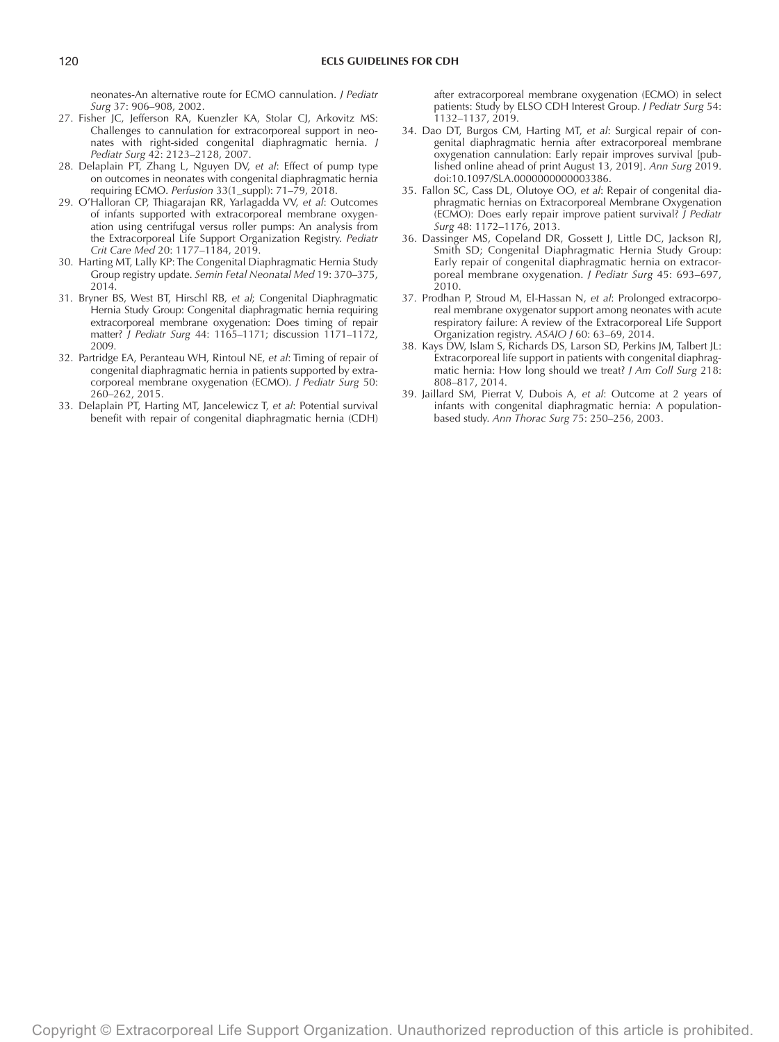neonates-An alternative route for ECMO cannulation. *J Pediatr Surg* 37: 906–908, 2002.

27. Fisher JC, Jefferson RA, Kuenzler KA, Stolar CJ, Arkovitz MS: Challenges to cannulation for extracorporeal support in neonates with right-sided congenital diaphragmatic hernia. *J Pediatr Surg* 42: 2123–2128, 2007.
28. Delaplain PT, Zhang L, Nguyen DV, *et al*: Effect of pump type on outcomes in neonates with congenital diaphragmatic hernia requiring ECMO. *Perfusion* 33(1_suppl): 71–79, 2018.
29. O'Halloran CP, Thiagarajan RR, Yarlagadda VV, *et al*: Outcomes of infants supported with extracorporeal membrane oxygenation using centrifugal versus roller pumps: An analysis from the Extracorporeal Life Support Organization Registry. *Pediatr Crit Care Med* 20: 1177–1184, 2019.
30. Harting MT, Lally KP: The Congenital Diaphragmatic Hernia Study Group registry update. *Semin Fetal Neonatal Med* 19: 370–375, 2014.
31. Bryner BS, West BT, Hirschl RB, *et al*; Congenital Diaphragmatic Hernia Study Group: Congenital diaphragmatic hernia requiring extracorporeal membrane oxygenation: Does timing of repair matter? *J Pediatr Surg* 44: 1165–1171; discussion 1171–1172, 2009.
32. Partridge EA, Peranteau WH, Rintoul NE, *et al*: Timing of repair of congenital diaphragmatic hernia in patients supported by extracorporeal membrane oxygenation (ECMO). *J Pediatr Surg* 50: 260–262, 2015.
33. Delaplain PT, Harting MT, Jancelewicz T, *et al*: Potential survival benefit with repair of congenital diaphragmatic hernia (CDH) after extracorporeal membrane oxygenation (ECMO) in select patients: Study by ELSO CDH Interest Group. *J Pediatr Surg* 54: 1132–1137, 2019.
34. Dao DT, Burgos CM, Harting MT, *et al*: Surgical repair of congenital diaphragmatic hernia after extracorporeal membrane oxygenation cannulation: Early repair improves survival [published online ahead of print August 13, 2019]. *Ann Surg* 2019. doi:10.1097/SLA.0000000000003386.
35. Fallon SC, Cass DL, Olutoye OO, *et al*: Repair of congenital diaphragmatic hernias on Extracorporeal Membrane Oxygenation (ECMO): Does early repair improve patient survival? *J Pediatr Surg* 48: 1172–1176, 2013.
36. Dassinger MS, Copeland DR, Gossett J, Little DC, Jackson RJ, Smith SD; Congenital Diaphragmatic Hernia Study Group: Early repair of congenital diaphragmatic hernia on extracorporeal membrane oxygenation. *J Pediatr Surg* 45: 693–697, 2010.
37. Prodhan P, Stroud M, El-Hassan N, *et al*: Prolonged extracorporeal membrane oxygenator support among neonates with acute respiratory failure: A review of the Extracorporeal Life Support Organization registry. *ASAIO J* 60: 63–69, 2014.
38. Kays DW, Islam S, Richards DS, Larson SD, Perkins JM, Talbert JL: Extracorporeal life support in patients with congenital diaphragmatic hernia: How long should we treat? *J Am Coll Surg* 218: 808–817, 2014.
39. Jaillard SM, Pierrat V, Dubois A, *et al*: Outcome at 2 years of infants with congenital diaphragmatic hernia: A population-based study. *Ann Thorac Surg* 75: 250–256, 2003.